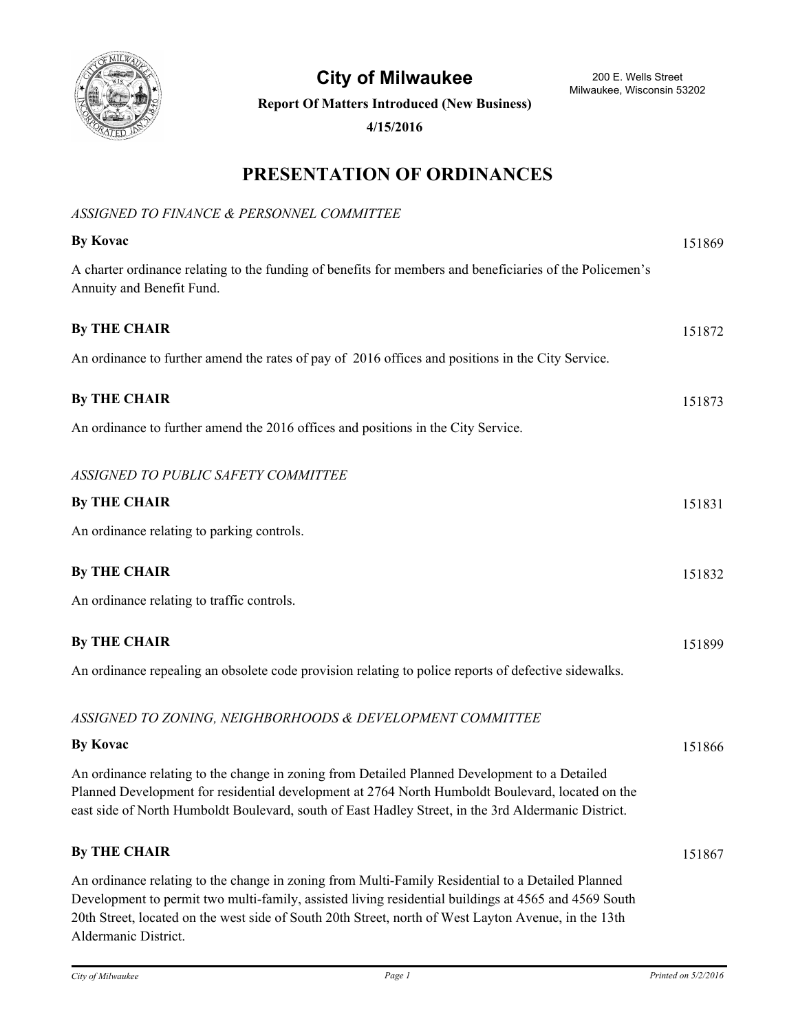# City of Milwaukee

200 E. Wells Street
Milwaukee, Wisconsin 53202

**Report Of Matters Introduced (New Business)**

**4/15/2016**

## PRESENTATION OF ORDINANCES

*ASSIGNED TO FINANCE & PERSONNEL COMMITTEE*

**By Kovac** 151869

A charter ordinance relating to the funding of benefits for members and beneficiaries of the Policemen's Annuity and Benefit Fund.

**By THE CHAIR** 151872

An ordinance to further amend the rates of pay of 2016 offices and positions in the City Service.

**By THE CHAIR** 151873

An ordinance to further amend the 2016 offices and positions in the City Service.

*ASSIGNED TO PUBLIC SAFETY COMMITTEE*

**By THE CHAIR** 151831

An ordinance relating to parking controls.

**By THE CHAIR** 151832

An ordinance relating to traffic controls.

**By THE CHAIR** 151899

An ordinance repealing an obsolete code provision relating to police reports of defective sidewalks.

*ASSIGNED TO ZONING, NEIGHBORHOODS & DEVELOPMENT COMMITTEE*

**By Kovac** 151866

An ordinance relating to the change in zoning from Detailed Planned Development to a Detailed Planned Development for residential development at 2764 North Humboldt Boulevard, located on the east side of North Humboldt Boulevard, south of East Hadley Street, in the 3rd Aldermanic District.

**By THE CHAIR** 151867

An ordinance relating to the change in zoning from Multi-Family Residential to a Detailed Planned Development to permit two multi-family, assisted living residential buildings at 4565 and 4569 South 20th Street, located on the west side of South 20th Street, north of West Layton Avenue, in the 13th Aldermanic District.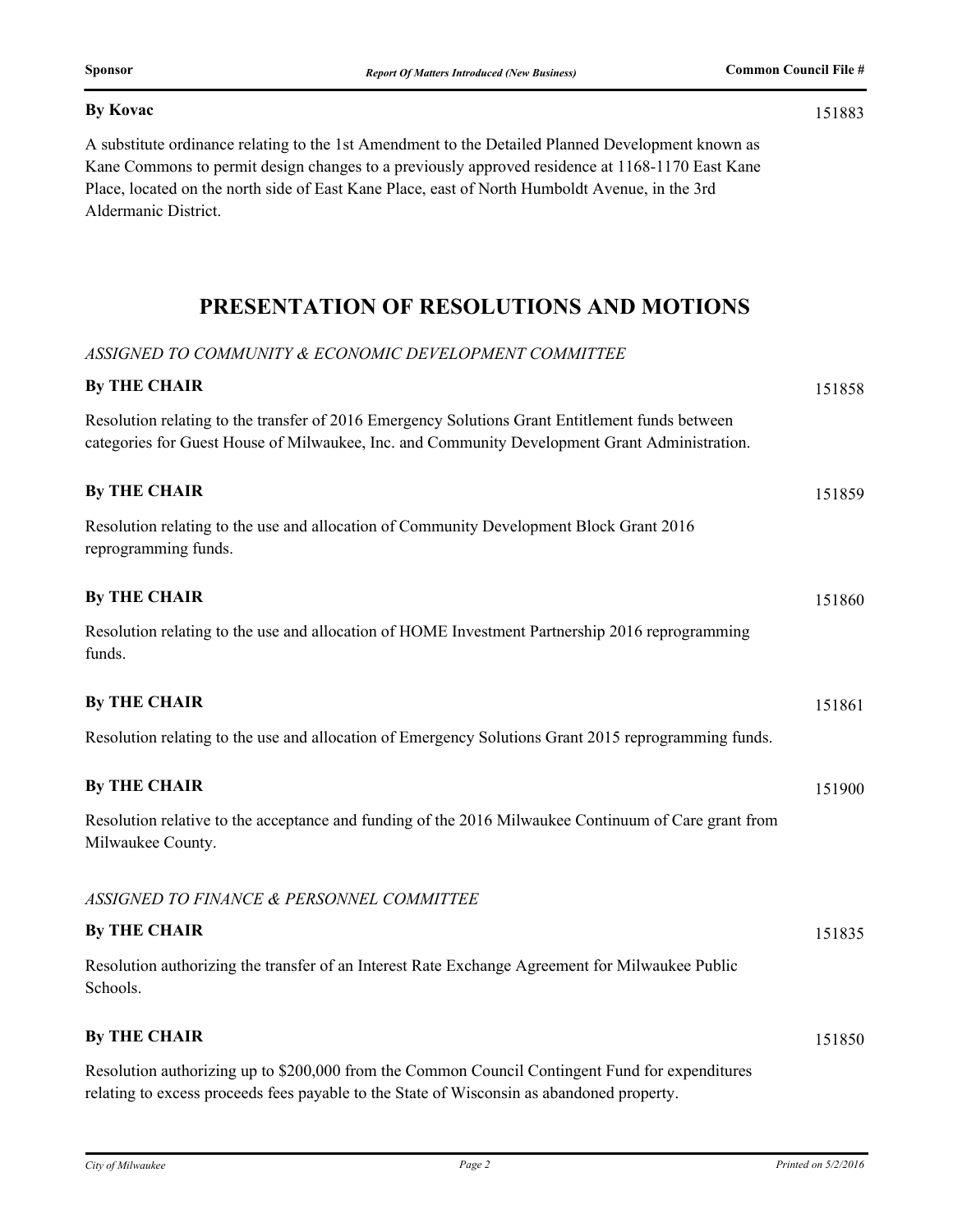**By Kovac** 151883

A substitute ordinance relating to the 1st Amendment to the Detailed Planned Development known as Kane Commons to permit design changes to a previously approved residence at 1168-1170 East Kane Place, located on the north side of East Kane Place, east of North Humboldt Avenue, in the 3rd Aldermanic District.

# PRESENTATION OF RESOLUTIONS AND MOTIONS

*ASSIGNED TO COMMUNITY & ECONOMIC DEVELOPMENT COMMITTEE*

**By THE CHAIR** 151858

Resolution relating to the transfer of 2016 Emergency Solutions Grant Entitlement funds between categories for Guest House of Milwaukee, Inc. and Community Development Grant Administration.

**By THE CHAIR** 151859

Resolution relating to the use and allocation of Community Development Block Grant 2016 reprogramming funds.

**By THE CHAIR** 151860

Resolution relating to the use and allocation of HOME Investment Partnership 2016 reprogramming funds.

**By THE CHAIR** 151861

Resolution relating to the use and allocation of Emergency Solutions Grant 2015 reprogramming funds.

**By THE CHAIR** 151900

Resolution relative to the acceptance and funding of the 2016 Milwaukee Continuum of Care grant from Milwaukee County.

*ASSIGNED TO FINANCE & PERSONNEL COMMITTEE*

**By THE CHAIR** 151835

Resolution authorizing the transfer of an Interest Rate Exchange Agreement for Milwaukee Public Schools.

**By THE CHAIR** 151850

Resolution authorizing up to $200,000 from the Common Council Contingent Fund for expenditures relating to excess proceeds fees payable to the State of Wisconsin as abandoned property.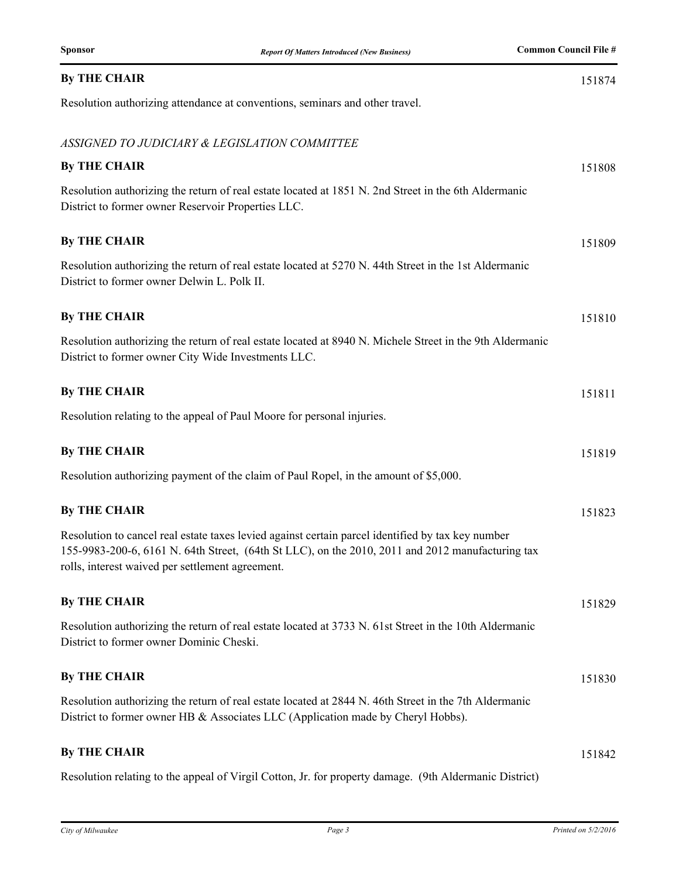**By THE CHAIR** 151874

Resolution authorizing attendance at conventions, seminars and other travel.

*ASSIGNED TO JUDICIARY & LEGISLATION COMMITTEE*

**By THE CHAIR** 151808

Resolution authorizing the return of real estate located at 1851 N. 2nd Street in the 6th Aldermanic District to former owner Reservoir Properties LLC.

**By THE CHAIR** 151809

Resolution authorizing the return of real estate located at 5270 N. 44th Street in the 1st Aldermanic District to former owner Delwin L. Polk II.

**By THE CHAIR** 151810

Resolution authorizing the return of real estate located at 8940 N. Michele Street in the 9th Aldermanic District to former owner City Wide Investments LLC.

**By THE CHAIR** 151811

Resolution relating to the appeal of Paul Moore for personal injuries.

**By THE CHAIR** 151819

Resolution authorizing payment of the claim of Paul Ropel, in the amount of $5,000.

**By THE CHAIR** 151823

Resolution to cancel real estate taxes levied against certain parcel identified by tax key number 155-9983-200-6, 6161 N. 64th Street, (64th St LLC), on the 2010, 2011 and 2012 manufacturing tax rolls, interest waived per settlement agreement.

**By THE CHAIR** 151829

Resolution authorizing the return of real estate located at 3733 N. 61st Street in the 10th Aldermanic District to former owner Dominic Cheski.

**By THE CHAIR** 151830

Resolution authorizing the return of real estate located at 2844 N. 46th Street in the 7th Aldermanic District to former owner HB & Associates LLC (Application made by Cheryl Hobbs).

**By THE CHAIR** 151842

Resolution relating to the appeal of Virgil Cotton, Jr. for property damage. (9th Aldermanic District)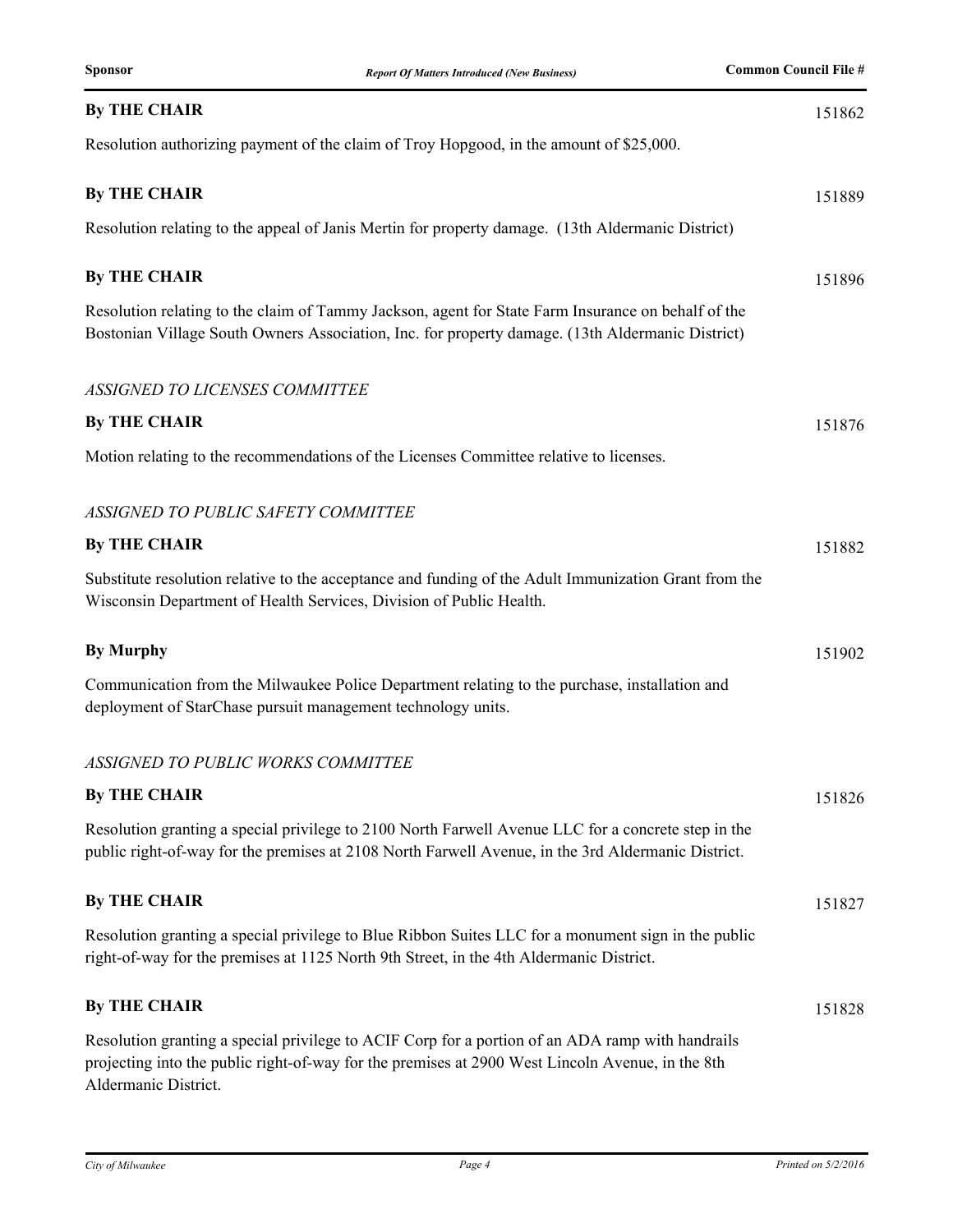| Sponsor | Report Of Matters Introduced (New Business) | Common Council File # |
|---|---|---|

**By THE CHAIR** 151862

Resolution authorizing payment of the claim of Troy Hopgood, in the amount of $25,000.

**By THE CHAIR** 151889

Resolution relating to the appeal of Janis Mertin for property damage. (13th Aldermanic District)

**By THE CHAIR** 151896

Resolution relating to the claim of Tammy Jackson, agent for State Farm Insurance on behalf of the Bostonian Village South Owners Association, Inc. for property damage. (13th Aldermanic District)

*ASSIGNED TO LICENSES COMMITTEE*

**By THE CHAIR** 151876

Motion relating to the recommendations of the Licenses Committee relative to licenses.

*ASSIGNED TO PUBLIC SAFETY COMMITTEE*

**By THE CHAIR** 151882

Substitute resolution relative to the acceptance and funding of the Adult Immunization Grant from the Wisconsin Department of Health Services, Division of Public Health.

**By Murphy** 151902

Communication from the Milwaukee Police Department relating to the purchase, installation and deployment of StarChase pursuit management technology units.

*ASSIGNED TO PUBLIC WORKS COMMITTEE*

**By THE CHAIR** 151826

Resolution granting a special privilege to 2100 North Farwell Avenue LLC for a concrete step in the public right-of-way for the premises at 2108 North Farwell Avenue, in the 3rd Aldermanic District.

**By THE CHAIR** 151827

Resolution granting a special privilege to Blue Ribbon Suites LLC for a monument sign in the public right-of-way for the premises at 1125 North 9th Street, in the 4th Aldermanic District.

**By THE CHAIR** 151828

Resolution granting a special privilege to ACIF Corp for a portion of an ADA ramp with handrails projecting into the public right-of-way for the premises at 2900 West Lincoln Avenue, in the 8th Aldermanic District.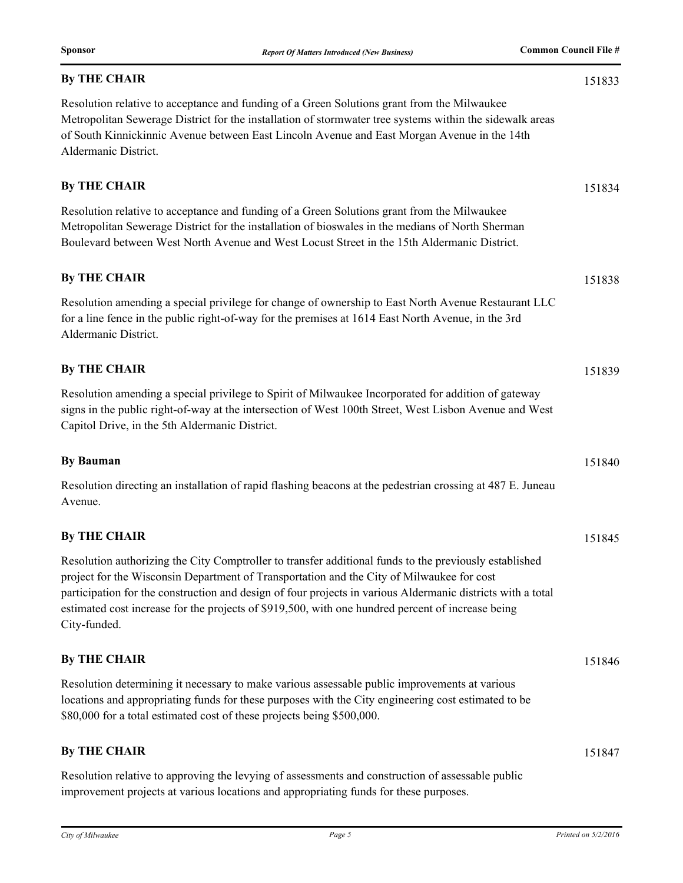**By THE CHAIR** 151833

Resolution relative to acceptance and funding of a Green Solutions grant from the Milwaukee Metropolitan Sewerage District for the installation of stormwater tree systems within the sidewalk areas of South Kinnickinnic Avenue between East Lincoln Avenue and East Morgan Avenue in the 14th Aldermanic District.

**By THE CHAIR** 151834

Resolution relative to acceptance and funding of a Green Solutions grant from the Milwaukee Metropolitan Sewerage District for the installation of bioswales in the medians of North Sherman Boulevard between West North Avenue and West Locust Street in the 15th Aldermanic District.

**By THE CHAIR** 151838

Resolution amending a special privilege for change of ownership to East North Avenue Restaurant LLC for a line fence in the public right-of-way for the premises at 1614 East North Avenue, in the 3rd Aldermanic District.

**By THE CHAIR** 151839

Resolution amending a special privilege to Spirit of Milwaukee Incorporated for addition of gateway signs in the public right-of-way at the intersection of West 100th Street, West Lisbon Avenue and West Capitol Drive, in the 5th Aldermanic District.

**By Bauman** 151840

Resolution directing an installation of rapid flashing beacons at the pedestrian crossing at 487 E. Juneau Avenue.

**By THE CHAIR** 151845

Resolution authorizing the City Comptroller to transfer additional funds to the previously established project for the Wisconsin Department of Transportation and the City of Milwaukee for cost participation for the construction and design of four projects in various Aldermanic districts with a total estimated cost increase for the projects of $919,500, with one hundred percent of increase being City-funded.

**By THE CHAIR** 151846

Resolution determining it necessary to make various assessable public improvements at various locations and appropriating funds for these purposes with the City engineering cost estimated to be $80,000 for a total estimated cost of these projects being $500,000.

**By THE CHAIR** 151847

Resolution relative to approving the levying of assessments and construction of assessable public improvement projects at various locations and appropriating funds for these purposes.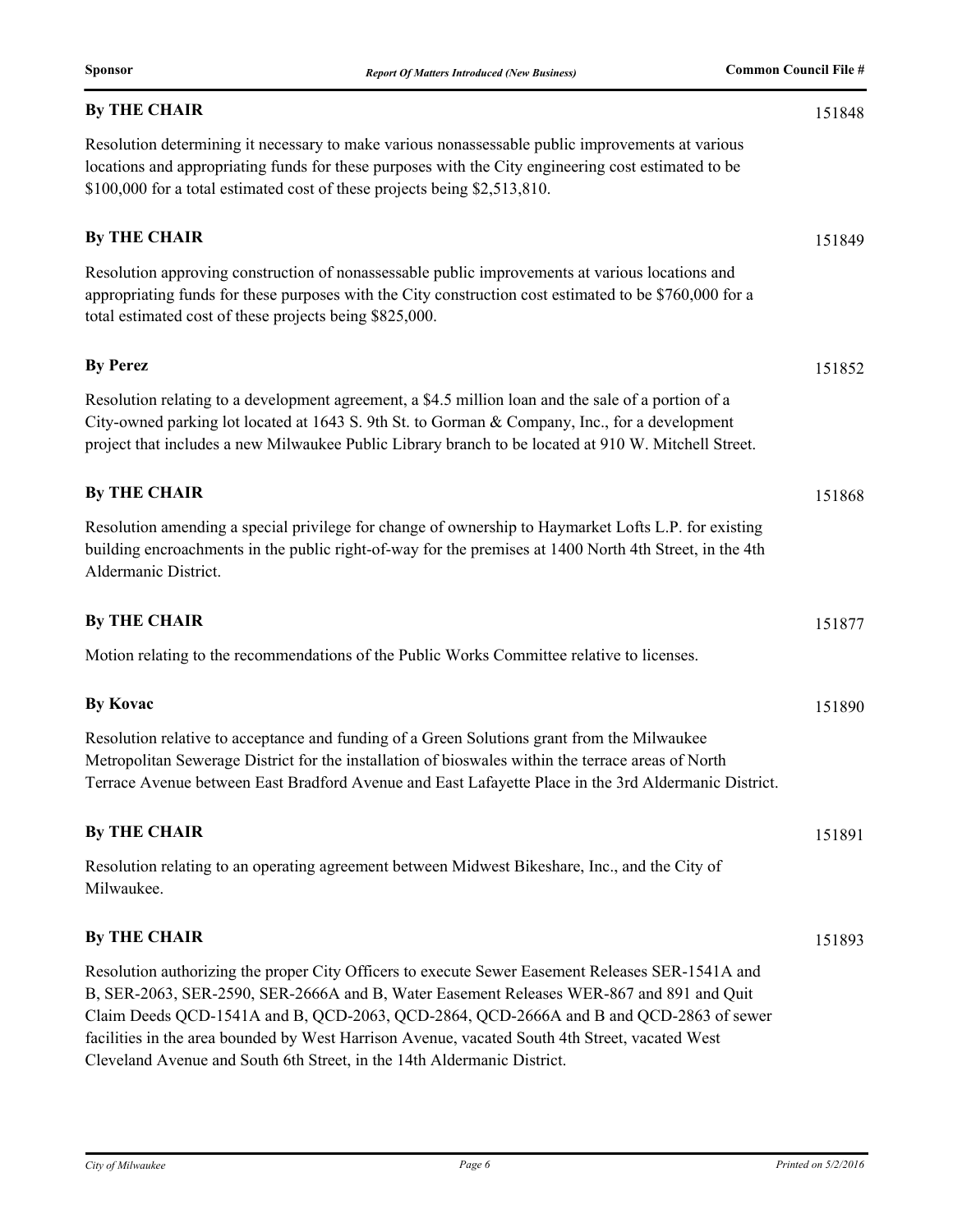| Sponsor | Report Of Matters Introduced (New Business) | Common Council File # |
|---|---|---|

**By THE CHAIR** — 151848

Resolution determining it necessary to make various nonassessable public improvements at various locations and appropriating funds for these purposes with the City engineering cost estimated to be $100,000 for a total estimated cost of these projects being $2,513,810.

**By THE CHAIR** — 151849

Resolution approving construction of nonassessable public improvements at various locations and appropriating funds for these purposes with the City construction cost estimated to be $760,000 for a total estimated cost of these projects being $825,000.

**By Perez** — 151852

Resolution relating to a development agreement, a $4.5 million loan and the sale of a portion of a City-owned parking lot located at 1643 S. 9th St. to Gorman & Company, Inc., for a development project that includes a new Milwaukee Public Library branch to be located at 910 W. Mitchell Street.

**By THE CHAIR** — 151868

Resolution amending a special privilege for change of ownership to Haymarket Lofts L.P. for existing building encroachments in the public right-of-way for the premises at 1400 North 4th Street, in the 4th Aldermanic District.

**By THE CHAIR** — 151877

Motion relating to the recommendations of the Public Works Committee relative to licenses.

**By Kovac** — 151890

Resolution relative to acceptance and funding of a Green Solutions grant from the Milwaukee Metropolitan Sewerage District for the installation of bioswales within the terrace areas of North Terrace Avenue between East Bradford Avenue and East Lafayette Place in the 3rd Aldermanic District.

**By THE CHAIR** — 151891

Resolution relating to an operating agreement between Midwest Bikeshare, Inc., and the City of Milwaukee.

**By THE CHAIR** — 151893

Resolution authorizing the proper City Officers to execute Sewer Easement Releases SER-1541A and B, SER-2063, SER-2590, SER-2666A and B, Water Easement Releases WER-867 and 891 and Quit Claim Deeds QCD-1541A and B, QCD-2063, QCD-2864, QCD-2666A and B and QCD-2863 of sewer facilities in the area bounded by West Harrison Avenue, vacated South 4th Street, vacated West Cleveland Avenue and South 6th Street, in the 14th Aldermanic District.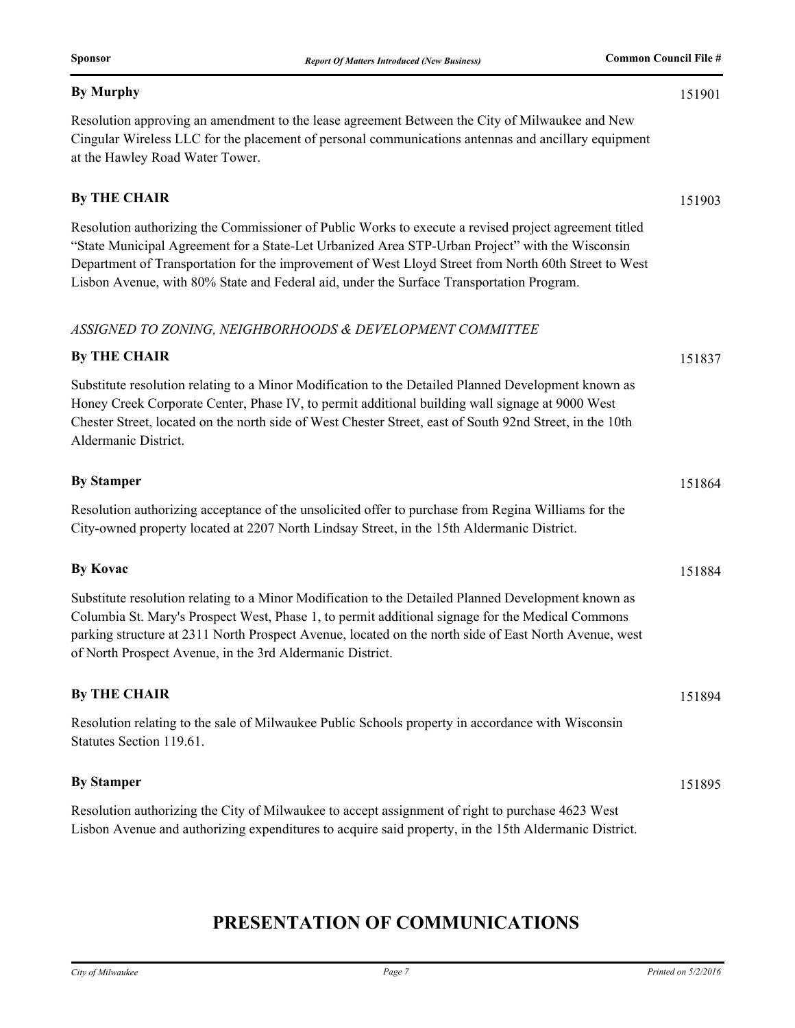**By Murphy** 151901

Resolution approving an amendment to the lease agreement Between the City of Milwaukee and New Cingular Wireless LLC for the placement of personal communications antennas and ancillary equipment at the Hawley Road Water Tower.

**By THE CHAIR** 151903

Resolution authorizing the Commissioner of Public Works to execute a revised project agreement titled “State Municipal Agreement for a State-Let Urbanized Area STP-Urban Project” with the Wisconsin Department of Transportation for the improvement of West Lloyd Street from North 60th Street to West Lisbon Avenue, with 80% State and Federal aid, under the Surface Transportation Program.

*ASSIGNED TO ZONING, NEIGHBORHOODS & DEVELOPMENT COMMITTEE*

**By THE CHAIR** 151837

Substitute resolution relating to a Minor Modification to the Detailed Planned Development known as Honey Creek Corporate Center, Phase IV, to permit additional building wall signage at 9000 West Chester Street, located on the north side of West Chester Street, east of South 92nd Street, in the 10th Aldermanic District.

**By Stamper** 151864

Resolution authorizing acceptance of the unsolicited offer to purchase from Regina Williams for the City-owned property located at 2207 North Lindsay Street, in the 15th Aldermanic District.

**By Kovac** 151884

Substitute resolution relating to a Minor Modification to the Detailed Planned Development known as Columbia St. Mary's Prospect West, Phase 1, to permit additional signage for the Medical Commons parking structure at 2311 North Prospect Avenue, located on the north side of East North Avenue, west of North Prospect Avenue, in the 3rd Aldermanic District.

**By THE CHAIR** 151894

Resolution relating to the sale of Milwaukee Public Schools property in accordance with Wisconsin Statutes Section 119.61.

**By Stamper** 151895

Resolution authorizing the City of Milwaukee to accept assignment of right to purchase 4623 West Lisbon Avenue and authorizing expenditures to acquire said property, in the 15th Aldermanic District.

## PRESENTATION OF COMMUNICATIONS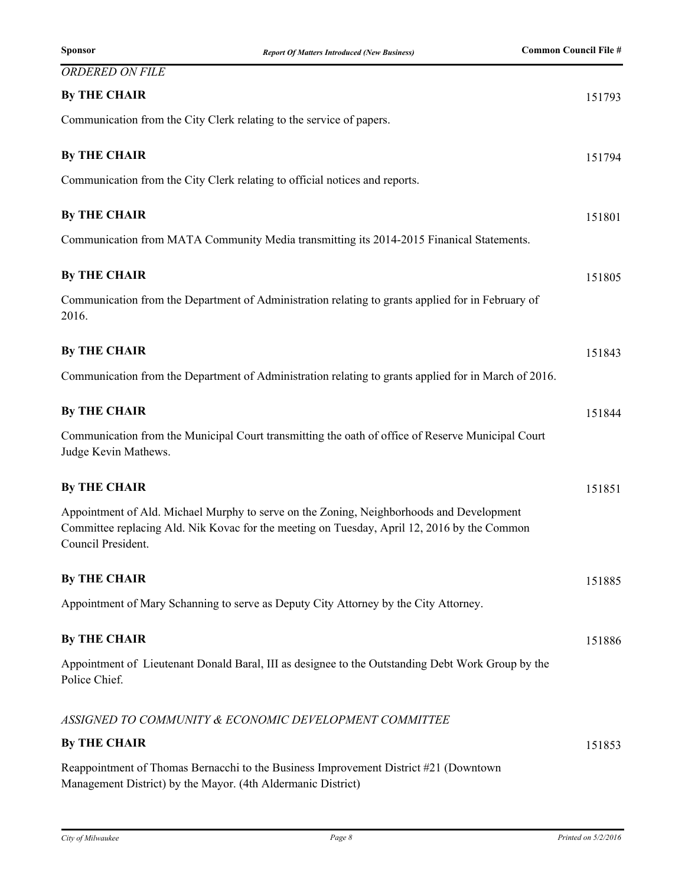*ORDERED ON FILE*

**By THE CHAIR** 151793

Communication from the City Clerk relating to the service of papers.

**By THE CHAIR** 151794

Communication from the City Clerk relating to official notices and reports.

**By THE CHAIR** 151801

Communication from MATA Community Media transmitting its 2014-2015 Finanical Statements.

**By THE CHAIR** 151805

Communication from the Department of Administration relating to grants applied for in February of 2016.

**By THE CHAIR** 151843

Communication from the Department of Administration relating to grants applied for in March of 2016.

**By THE CHAIR** 151844

Communication from the Municipal Court transmitting the oath of office of Reserve Municipal Court Judge Kevin Mathews.

**By THE CHAIR** 151851

Appointment of Ald. Michael Murphy to serve on the Zoning, Neighborhoods and Development Committee replacing Ald. Nik Kovac for the meeting on Tuesday, April 12, 2016 by the Common Council President.

**By THE CHAIR** 151885

Appointment of Mary Schanning to serve as Deputy City Attorney by the City Attorney.

**By THE CHAIR** 151886

Appointment of Lieutenant Donald Baral, III as designee to the Outstanding Debt Work Group by the Police Chief.

*ASSIGNED TO COMMUNITY & ECONOMIC DEVELOPMENT COMMITTEE*

**By THE CHAIR** 151853

Reappointment of Thomas Bernacchi to the Business Improvement District #21 (Downtown Management District) by the Mayor. (4th Aldermanic District)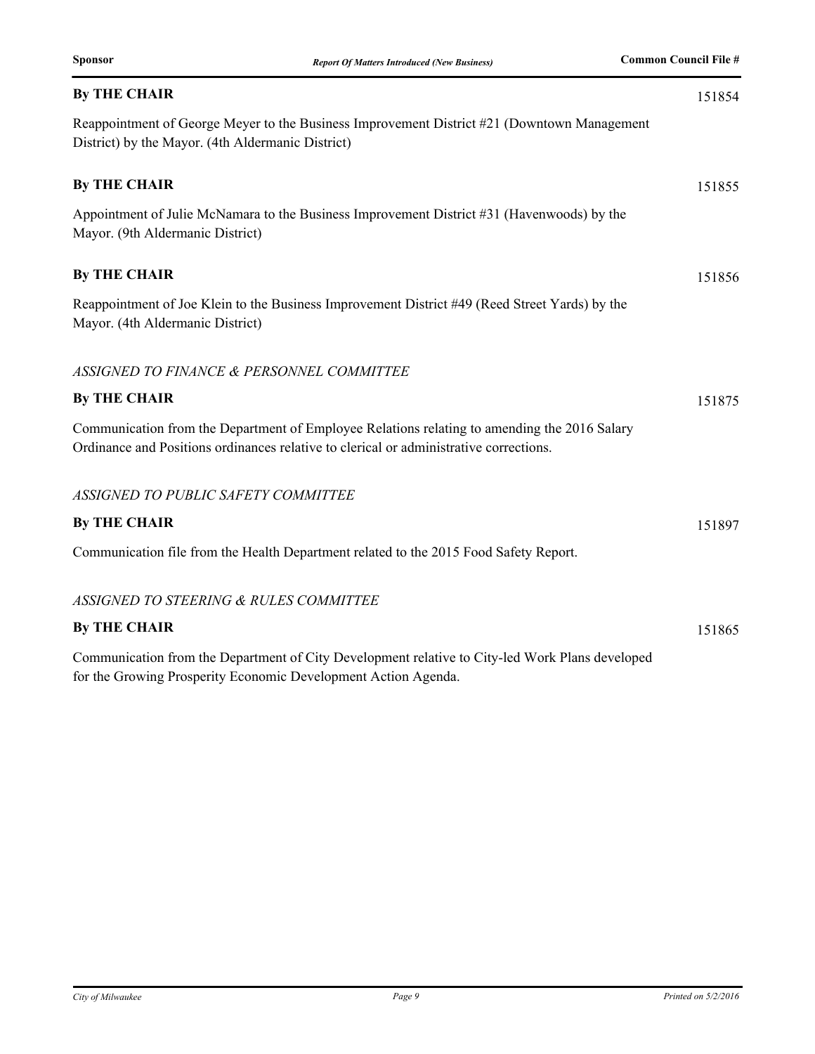**By THE CHAIR** 151854

Reappointment of George Meyer to the Business Improvement District #21 (Downtown Management District) by the Mayor. (4th Aldermanic District)

**By THE CHAIR** 151855

Appointment of Julie McNamara to the Business Improvement District #31 (Havenwoods) by the Mayor. (9th Aldermanic District)

**By THE CHAIR** 151856

Reappointment of Joe Klein to the Business Improvement District #49 (Reed Street Yards) by the Mayor. (4th Aldermanic District)

*ASSIGNED TO FINANCE & PERSONNEL COMMITTEE*

**By THE CHAIR** 151875

Communication from the Department of Employee Relations relating to amending the 2016 Salary Ordinance and Positions ordinances relative to clerical or administrative corrections.

*ASSIGNED TO PUBLIC SAFETY COMMITTEE*

**By THE CHAIR** 151897

Communication file from the Health Department related to the 2015 Food Safety Report.

*ASSIGNED TO STEERING & RULES COMMITTEE*

**By THE CHAIR** 151865

Communication from the Department of City Development relative to City-led Work Plans developed for the Growing Prosperity Economic Development Action Agenda.